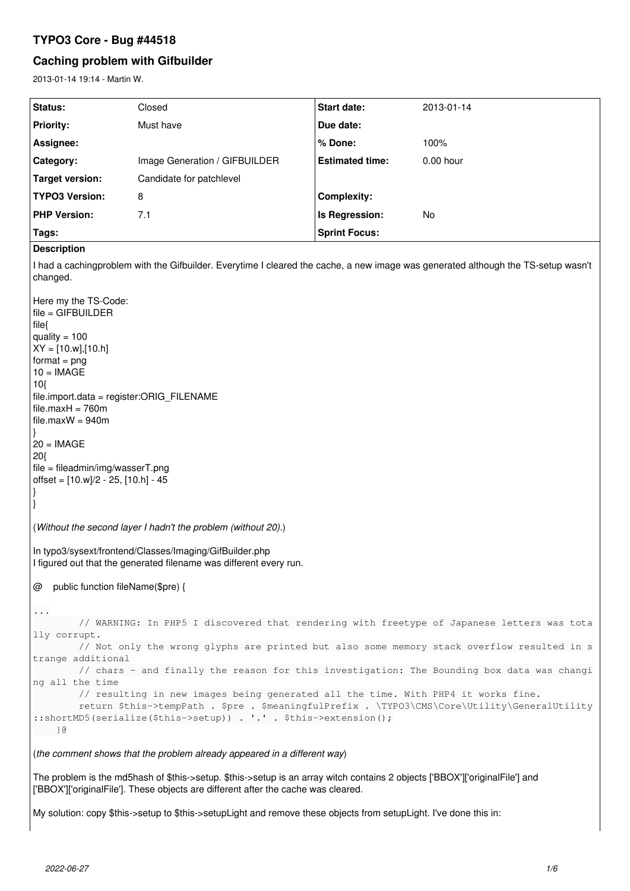# TYPO3 Core - Bug #44518

## Caching problem with Gifbuilder

2013-01-14 19:14 - Martin W.

| Status: | Closed | Start date: | 2013-01-14 |
|---|---|---|---|
| Priority: | Must have | Due date: | |
| Assignee: | | % Done: | 100% |
| Category: | Image Generation / GIFBUILDER | Estimated time: | 0.00 hour |
| Target version: | Candidate for patchlevel | | |
| TYPO3 Version: | 8 | Complexity: | |
| PHP Version: | 7.1 | Is Regression: | No |
| Tags: | | Sprint Focus: | |

**Description**

I had a cachingproblem with the Gifbuilder. Everytime I cleared the cache, a new image was generated although the TS-setup wasn't changed.

Here my the TS-Code:
file = GIFBUILDER
file{
quality = 100
XY = [10.w],[10.h]
format = png
10 = IMAGE
10{
file.import.data = register:ORIG_FILENAME
file.maxH = 760m
file.maxW = 940m
}
20 = IMAGE
20{
file = fileadmin/img/wasserT.png
offset = [10.w]/2 - 25, [10.h] - 45
}
}

(*Without the second layer I hadn't the problem (without 20).*)

In typo3/sysext/frontend/Classes/Imaging/GifBuilder.php
I figured out that the generated filename was different every run.

@ public function fileName($pre) {

```
...
        // WARNING: In PHP5 I discovered that rendering with freetype of Japanese letters was totally corrupt.
        // Not only the wrong glyphs are printed but also some memory stack overflow resulted in strange additional
        // chars - and finally the reason for this investigation: The Bounding box data was changing all the time
        // resulting in new images being generated all the time. With PHP4 it works fine.
        return $this->tempPath . $pre . $meaningfulPrefix . \TYPO3\CMS\Core\Utility\GeneralUtility::shortMD5(serialize($this->setup)) . '.' . $this->extension();
    }@
```

(*the comment shows that the problem already appeared in a different way*)

The problem is the md5hash of $this->setup. $this->setup is an array witch contains 2 objects ['BBOX']['originalFile'] and ['BBOX']['originalFile']. These objects are different after the cache was cleared.

My solution: copy $this->setup to $this->setupLight and remove these objects from setupLight. I've done this in: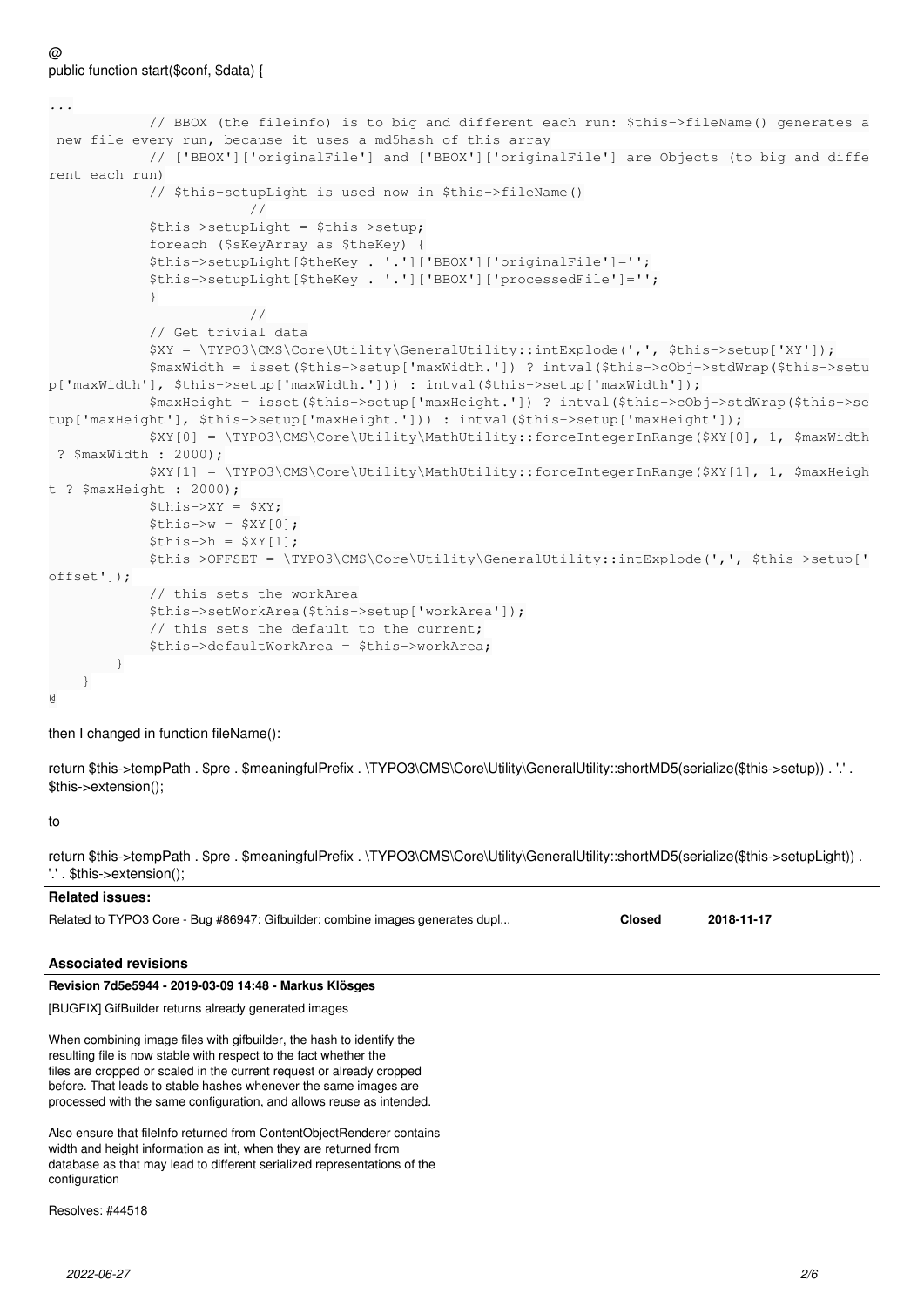@
public function start($conf, $data) {

```
...
            // BBOX (the fileinfo) is to big and different each run: $this->fileName() generates a new file every run, because it uses a md5hash of this array
            // ['BBOX']['originalFile'] and ['BBOX']['originalFile'] are Objects (to big and different each run)
            // $this-setupLight is used now in $this->fileName()
                        //
            $this->setupLight = $this->setup;
            foreach ($sKeyArray as $theKey) {
            $this->setupLight[$theKey . '.']['BBOX']['originalFile']='';
            $this->setupLight[$theKey . '.']['BBOX']['processedFile']='';
            }
                        //
            // Get trivial data
            $XY = \TYPO3\CMS\Core\Utility\GeneralUtility::intExplode(',', $this->setup['XY']);
            $maxWidth = isset($this->setup['maxWidth.']) ? intval($this->cObj->stdWrap($this->setup['maxWidth'], $this->setup['maxWidth.'])) : intval($this->setup['maxWidth']);
            $maxHeight = isset($this->setup['maxHeight.']) ? intval($this->cObj->stdWrap($this->setup['maxHeight'], $this->setup['maxHeight.'])) : intval($this->setup['maxHeight']);
            $XY[0] = \TYPO3\CMS\Core\Utility\MathUtility::forceIntegerInRange($XY[0], 1, $maxWidth ? $maxWidth : 2000);
            $XY[1] = \TYPO3\CMS\Core\Utility\MathUtility::forceIntegerInRange($XY[1], 1, $maxHeight ? $maxHeight : 2000);
            $this->XY = $XY;
            $this->w = $XY[0];
            $this->h = $XY[1];
            $this->OFFSET = \TYPO3\CMS\Core\Utility\GeneralUtility::intExplode(',', $this->setup['offset']);
            // this sets the workArea
            $this->setWorkArea($this->setup['workArea']);
            // this sets the default to the current;
            $this->defaultWorkArea = $this->workArea;
        }
    }
@
```

then I changed in function fileName():

return $this->tempPath . $pre . $meaningfulPrefix . \TYPO3\CMS\Core\Utility\GeneralUtility::shortMD5(serialize($this->setup)) . '.' . $this->extension();

to

return $this->tempPath . $pre . $meaningfulPrefix . \TYPO3\CMS\Core\Utility\GeneralUtility::shortMD5(serialize($this->setupLight)) . '.' . $this->extension();

**Related issues:**

| | | |
|---|---|---|
| Related to TYPO3 Core - Bug #86947: Gifbuilder: combine images generates dupl... | **Closed** | **2018-11-17** |

### Associated revisions

**Revision 7d5e5944 - 2019-03-09 14:48 - Markus Klösges**

[BUGFIX] GifBuilder returns already generated images

When combining image files with gifbuilder, the hash to identify the resulting file is now stable with respect to the fact whether the files are cropped or scaled in the current request or already cropped before. That leads to stable hashes whenever the same images are processed with the same configuration, and allows reuse as intended.

Also ensure that fileInfo returned from ContentObjectRenderer contains width and height information as int, when they are returned from database as that may lead to different serialized representations of the configuration

Resolves: #44518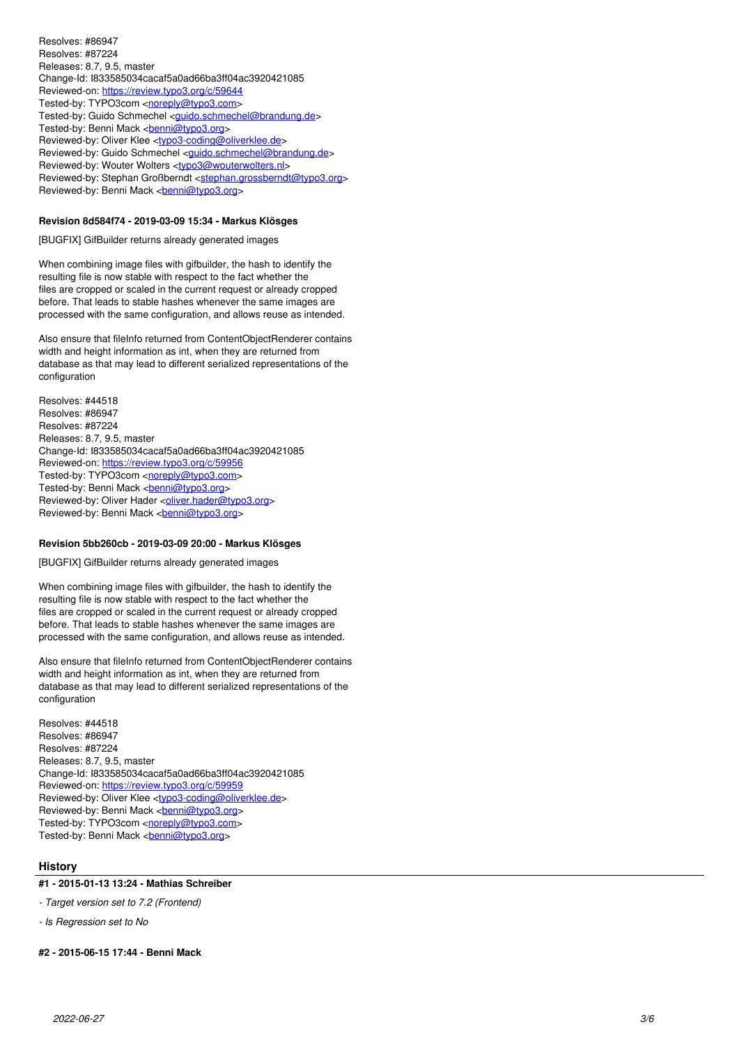Resolves: #86947
Resolves: #87224
Releases: 8.7, 9.5, master
Change-Id: I833585034cacaf5a0ad66ba3ff04ac3920421085
Reviewed-on: https://review.typo3.org/c/59644
Tested-by: TYPO3com <noreply@typo3.com>
Tested-by: Guido Schmechel <guido.schmechel@brandung.de>
Tested-by: Benni Mack <benni@typo3.org>
Reviewed-by: Oliver Klee <typo3-coding@oliverklee.de>
Reviewed-by: Guido Schmechel <guido.schmechel@brandung.de>
Reviewed-by: Wouter Wolters <typo3@wouterwolters.nl>
Reviewed-by: Stephan Großberndt <stephan.grossberndt@typo3.org>
Reviewed-by: Benni Mack <benni@typo3.org>

#### Revision 8d584f74 - 2019-03-09 15:34 - Markus Klösges

[BUGFIX] GifBuilder returns already generated images

When combining image files with gifbuilder, the hash to identify the resulting file is now stable with respect to the fact whether the files are cropped or scaled in the current request or already cropped before. That leads to stable hashes whenever the same images are processed with the same configuration, and allows reuse as intended.

Also ensure that fileInfo returned from ContentObjectRenderer contains width and height information as int, when they are returned from database as that may lead to different serialized representations of the configuration

Resolves: #44518
Resolves: #86947
Resolves: #87224
Releases: 8.7, 9.5, master
Change-Id: I833585034cacaf5a0ad66ba3ff04ac3920421085
Reviewed-on: https://review.typo3.org/c/59956
Tested-by: TYPO3com <noreply@typo3.com>
Tested-by: Benni Mack <benni@typo3.org>
Reviewed-by: Oliver Hader <oliver.hader@typo3.org>
Reviewed-by: Benni Mack <benni@typo3.org>

#### Revision 5bb260cb - 2019-03-09 20:00 - Markus Klösges

[BUGFIX] GifBuilder returns already generated images

When combining image files with gifbuilder, the hash to identify the resulting file is now stable with respect to the fact whether the files are cropped or scaled in the current request or already cropped before. That leads to stable hashes whenever the same images are processed with the same configuration, and allows reuse as intended.

Also ensure that fileInfo returned from ContentObjectRenderer contains width and height information as int, when they are returned from database as that may lead to different serialized representations of the configuration

Resolves: #44518
Resolves: #86947
Resolves: #87224
Releases: 8.7, 9.5, master
Change-Id: I833585034cacaf5a0ad66ba3ff04ac3920421085
Reviewed-on: https://review.typo3.org/c/59959
Reviewed-by: Oliver Klee <typo3-coding@oliverklee.de>
Reviewed-by: Benni Mack <benni@typo3.org>
Tested-by: TYPO3com <noreply@typo3.com>
Tested-by: Benni Mack <benni@typo3.org>

## History

#### #1 - 2015-01-13 13:24 - Mathias Schreiber

- *Target version set to 7.2 (Frontend)*

- *Is Regression set to No*

#### #2 - 2015-06-15 17:44 - Benni Mack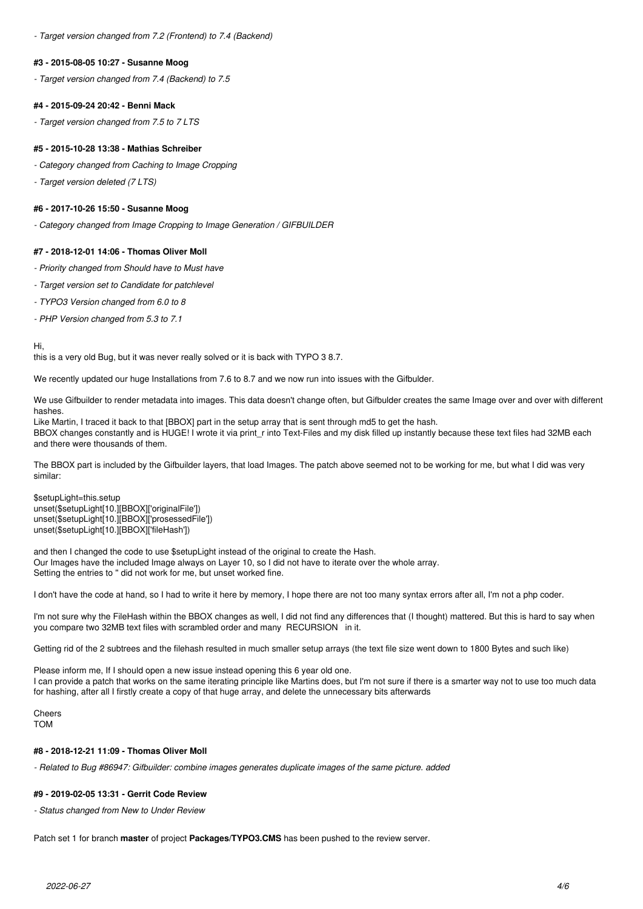*- Target version changed from 7.2 (Frontend) to 7.4 (Backend)*

#### #3 - 2015-08-05 10:27 - Susanne Moog

*- Target version changed from 7.4 (Backend) to 7.5*

#### #4 - 2015-09-24 20:42 - Benni Mack

*- Target version changed from 7.5 to 7 LTS*

#### #5 - 2015-10-28 13:38 - Mathias Schreiber

*- Category changed from Caching to Image Cropping*

*- Target version deleted (7 LTS)*

#### #6 - 2017-10-26 15:50 - Susanne Moog

*- Category changed from Image Cropping to Image Generation / GIFBUILDER*

#### #7 - 2018-12-01 14:06 - Thomas Oliver Moll

*- Priority changed from Should have to Must have*

*- Target version set to Candidate for patchlevel*

*- TYPO3 Version changed from 6.0 to 8*

*- PHP Version changed from 5.3 to 7.1*

Hi,
this is a very old Bug, but it was never really solved or it is back with TYPO 3 8.7.

We recently updated our huge Installations from 7.6 to 8.7 and we now run into issues with the Gifbulder.

We use Gifbuilder to render metadata into images. This data doesn't change often, but Gifbulder creates the same Image over and over with different hashes.
Like Martin, I traced it back to that [BBOX] part in the setup array that is sent through md5 to get the hash.
BBOX changes constantly and is HUGE! I wrote it via print_r into Text-Files and my disk filled up instantly because these text files had 32MB each and there were thousands of them.

The BBOX part is included by the Gifbuilder layers, that load Images. The patch above seemed not to be working for me, but what I did was very similar:

```
$setupLight=this.setup
unset($setupLight[10.][BBOX]['originalFile'])
unset($setupLight[10.][BBOX]['prosessedFile'])
unset($setupLight[10.][BBOX]['fileHash'])
```

and then I changed the code to use $setupLight instead of the original to create the Hash.
Our Images have the included Image always on Layer 10, so I did not have to iterate over the whole array.
Setting the entries to '' did not work for me, but unset worked fine.

I don't have the code at hand, so I had to write it here by memory, I hope there are not too many syntax errors after all, I'm not a php coder.

I'm not sure why the FileHash within the BBOX changes as well, I did not find any differences that (I thought) mattered. But this is hard to say when you compare two 32MB text files with scrambled order and many RECURSION in it.

Getting rid of the 2 subtrees and the filehash resulted in much smaller setup arrays (the text file size went down to 1800 Bytes and such like)

Please inform me, If I should open a new issue instead opening this 6 year old one.
I can provide a patch that works on the same iterating principle like Martins does, but I'm not sure if there is a smarter way not to use too much data for hashing, after all I firstly create a copy of that huge array, and delete the unnecessary bits afterwards

Cheers
TOM

#### #8 - 2018-12-21 11:09 - Thomas Oliver Moll

*- Related to Bug #86947: Gifbuilder: combine images generates duplicate images of the same picture. added*

#### #9 - 2019-02-05 13:31 - Gerrit Code Review

*- Status changed from New to Under Review*

Patch set 1 for branch **master** of project **Packages/TYPO3.CMS** has been pushed to the review server.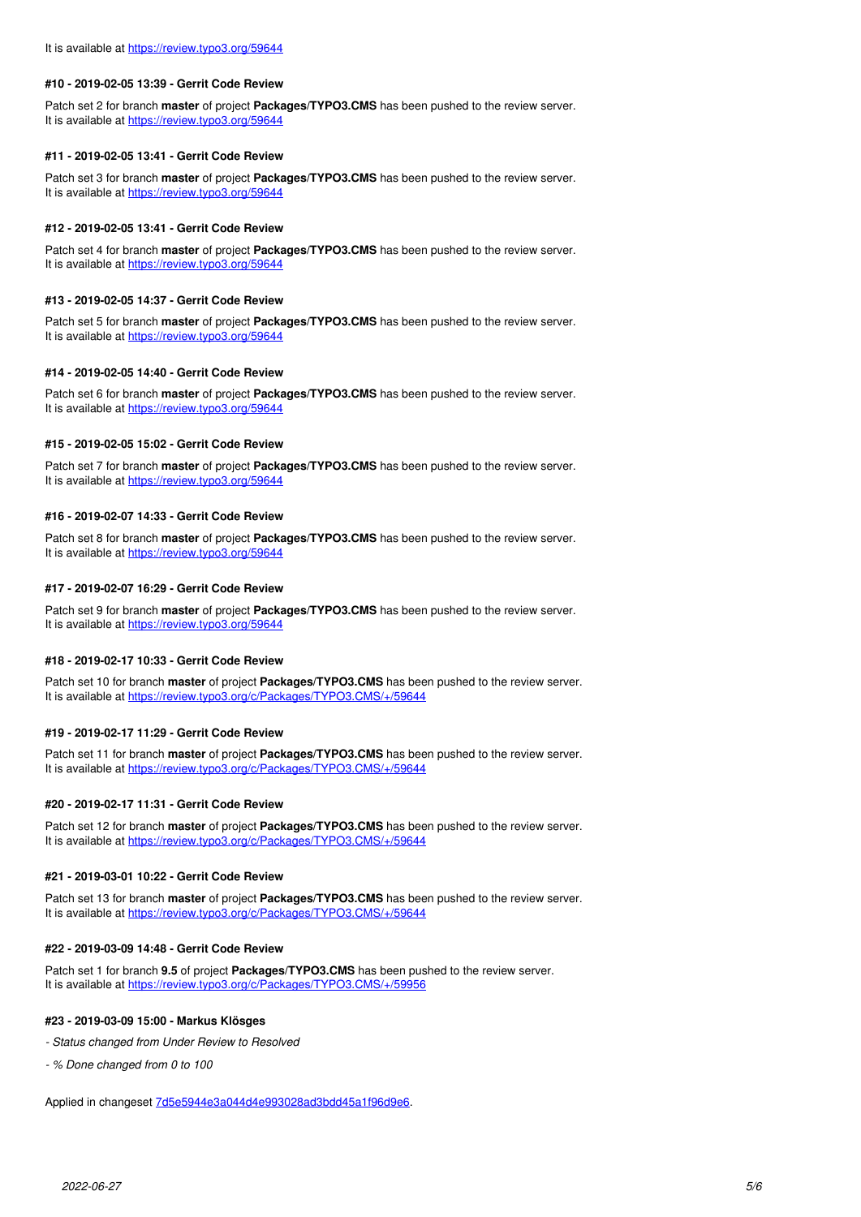It is available at https://review.typo3.org/59644

#### #10 - 2019-02-05 13:39 - Gerrit Code Review

Patch set 2 for branch **master** of project **Packages/TYPO3.CMS** has been pushed to the review server.
It is available at https://review.typo3.org/59644

#### #11 - 2019-02-05 13:41 - Gerrit Code Review

Patch set 3 for branch **master** of project **Packages/TYPO3.CMS** has been pushed to the review server.
It is available at https://review.typo3.org/59644

#### #12 - 2019-02-05 13:41 - Gerrit Code Review

Patch set 4 for branch **master** of project **Packages/TYPO3.CMS** has been pushed to the review server.
It is available at https://review.typo3.org/59644

#### #13 - 2019-02-05 14:37 - Gerrit Code Review

Patch set 5 for branch **master** of project **Packages/TYPO3.CMS** has been pushed to the review server.
It is available at https://review.typo3.org/59644

#### #14 - 2019-02-05 14:40 - Gerrit Code Review

Patch set 6 for branch **master** of project **Packages/TYPO3.CMS** has been pushed to the review server.
It is available at https://review.typo3.org/59644

#### #15 - 2019-02-05 15:02 - Gerrit Code Review

Patch set 7 for branch **master** of project **Packages/TYPO3.CMS** has been pushed to the review server.
It is available at https://review.typo3.org/59644

#### #16 - 2019-02-07 14:33 - Gerrit Code Review

Patch set 8 for branch **master** of project **Packages/TYPO3.CMS** has been pushed to the review server.
It is available at https://review.typo3.org/59644

#### #17 - 2019-02-07 16:29 - Gerrit Code Review

Patch set 9 for branch **master** of project **Packages/TYPO3.CMS** has been pushed to the review server.
It is available at https://review.typo3.org/59644

#### #18 - 2019-02-17 10:33 - Gerrit Code Review

Patch set 10 for branch **master** of project **Packages/TYPO3.CMS** has been pushed to the review server.
It is available at https://review.typo3.org/c/Packages/TYPO3.CMS/+/59644

#### #19 - 2019-02-17 11:29 - Gerrit Code Review

Patch set 11 for branch **master** of project **Packages/TYPO3.CMS** has been pushed to the review server.
It is available at https://review.typo3.org/c/Packages/TYPO3.CMS/+/59644

#### #20 - 2019-02-17 11:31 - Gerrit Code Review

Patch set 12 for branch **master** of project **Packages/TYPO3.CMS** has been pushed to the review server.
It is available at https://review.typo3.org/c/Packages/TYPO3.CMS/+/59644

#### #21 - 2019-03-01 10:22 - Gerrit Code Review

Patch set 13 for branch **master** of project **Packages/TYPO3.CMS** has been pushed to the review server.
It is available at https://review.typo3.org/c/Packages/TYPO3.CMS/+/59644

#### #22 - 2019-03-09 14:48 - Gerrit Code Review

Patch set 1 for branch **9.5** of project **Packages/TYPO3.CMS** has been pushed to the review server.
It is available at https://review.typo3.org/c/Packages/TYPO3.CMS/+/59956

#### #23 - 2019-03-09 15:00 - Markus Klösges

*- Status changed from Under Review to Resolved*

*- % Done changed from 0 to 100*

Applied in changeset 7d5e5944e3a044d4e993028ad3bdd45a1f96d9e6.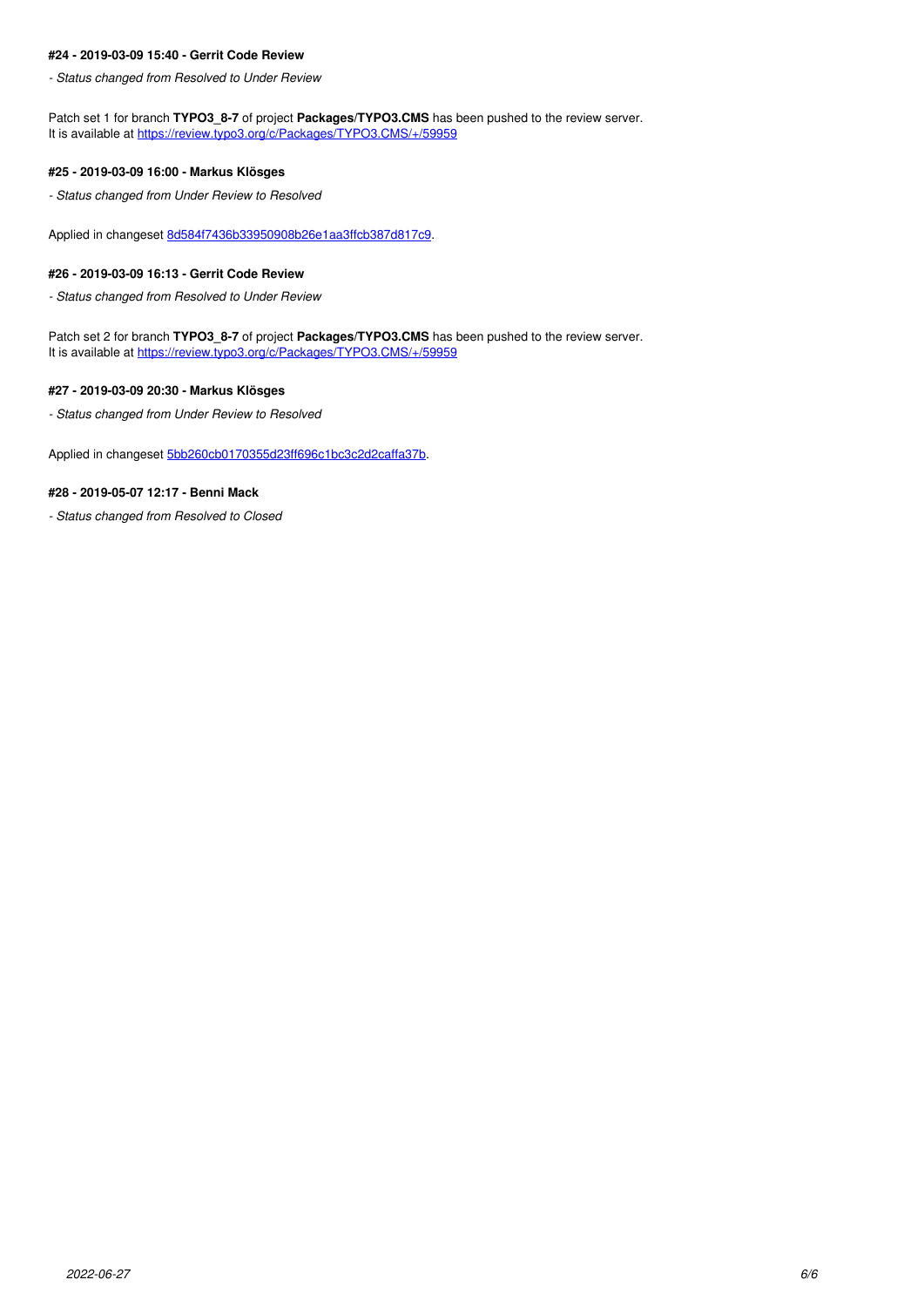#### #24 - 2019-03-09 15:40 - Gerrit Code Review

*- Status changed from Resolved to Under Review*

Patch set 1 for branch **TYPO3_8-7** of project **Packages/TYPO3.CMS** has been pushed to the review server.
It is available at https://review.typo3.org/c/Packages/TYPO3.CMS/+/59959

#### #25 - 2019-03-09 16:00 - Markus Klösges

*- Status changed from Under Review to Resolved*

Applied in changeset 8d584f7436b33950908b26e1aa3ffcb387d817c9.

#### #26 - 2019-03-09 16:13 - Gerrit Code Review

*- Status changed from Resolved to Under Review*

Patch set 2 for branch **TYPO3_8-7** of project **Packages/TYPO3.CMS** has been pushed to the review server.
It is available at https://review.typo3.org/c/Packages/TYPO3.CMS/+/59959

#### #27 - 2019-03-09 20:30 - Markus Klösges

*- Status changed from Under Review to Resolved*

Applied in changeset 5bb260cb0170355d23ff696c1bc3c2d2caffa37b.

#### #28 - 2019-05-07 12:17 - Benni Mack

*- Status changed from Resolved to Closed*